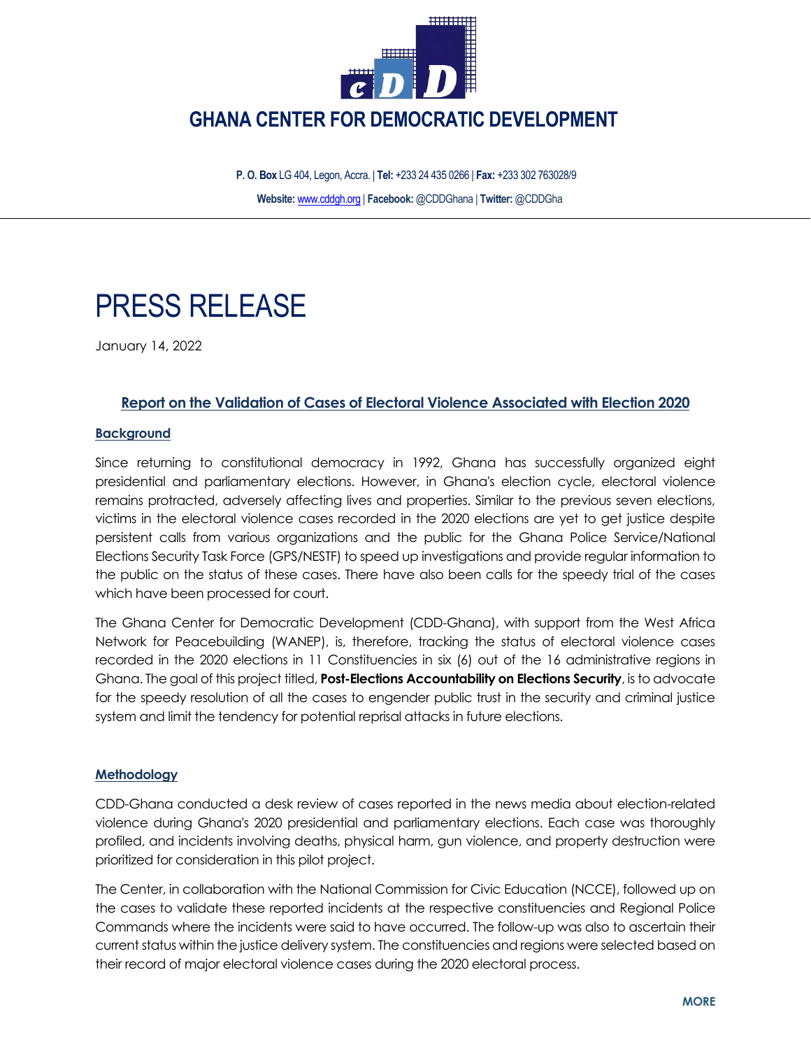# GHANA CENTER FOR DEMOCRATIC DEVELOPMENT

**P. O. Box** LG 404, Legon, Accra. | **Tel:** +233 24 435 0266 | **Fax:** +233 302 763028/9

**Website:** www.cddgh.org | **Facebook:** @CDDGhana | **Twitter:** @CDDGha

# PRESS RELEASE

January 14, 2022

## Report on the Validation of Cases of Electoral Violence Associated with Election 2020

### Background

Since returning to constitutional democracy in 1992, Ghana has successfully organized eight presidential and parliamentary elections. However, in Ghana's election cycle, electoral violence remains protracted, adversely affecting lives and properties. Similar to the previous seven elections, victims in the electoral violence cases recorded in the 2020 elections are yet to get justice despite persistent calls from various organizations and the public for the Ghana Police Service/National Elections Security Task Force (GPS/NESTF) to speed up investigations and provide regular information to the public on the status of these cases. There have also been calls for the speedy trial of the cases which have been processed for court.

The Ghana Center for Democratic Development (CDD-Ghana), with support from the West Africa Network for Peacebuilding (WANEP), is, therefore, tracking the status of electoral violence cases recorded in the 2020 elections in 11 Constituencies in six (6) out of the 16 administrative regions in Ghana. The goal of this project titled, **Post-Elections Accountability on Elections Security**, is to advocate for the speedy resolution of all the cases to engender public trust in the security and criminal justice system and limit the tendency for potential reprisal attacks in future elections.

### Methodology

CDD-Ghana conducted a desk review of cases reported in the news media about election-related violence during Ghana's 2020 presidential and parliamentary elections. Each case was thoroughly profiled, and incidents involving deaths, physical harm, gun violence, and property destruction were prioritized for consideration in this pilot project.

The Center, in collaboration with the National Commission for Civic Education (NCCE), followed up on the cases to validate these reported incidents at the respective constituencies and Regional Police Commands where the incidents were said to have occurred. The follow-up was also to ascertain their current status within the justice delivery system. The constituencies and regions were selected based on their record of major electoral violence cases during the 2020 electoral process.

MORE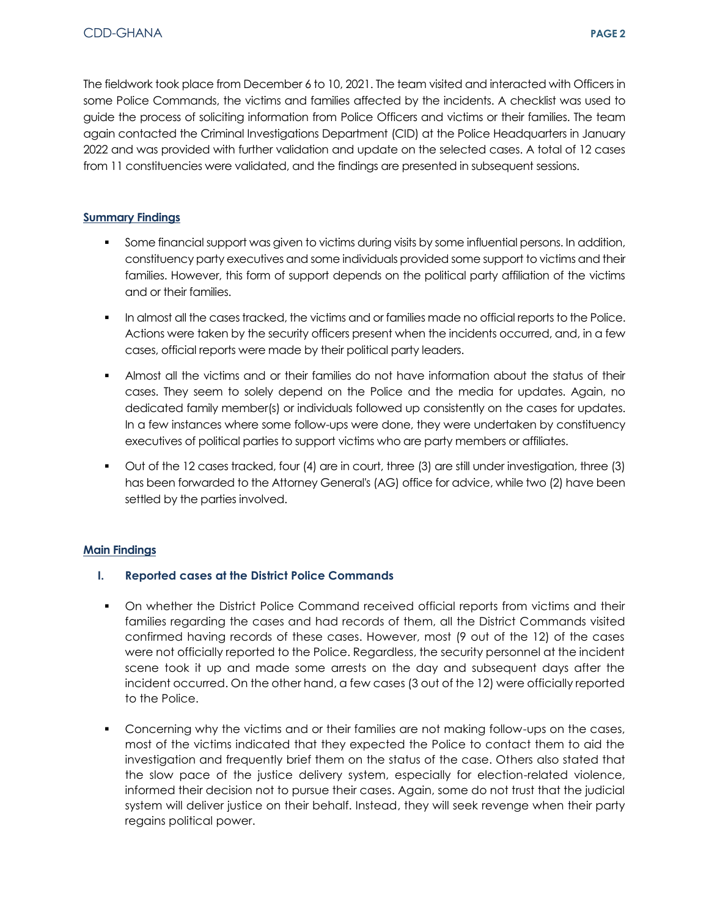The fieldwork took place from December 6 to 10, 2021. The team visited and interacted with Officers in some Police Commands, the victims and families affected by the incidents. A checklist was used to guide the process of soliciting information from Police Officers and victims or their families. The team again contacted the Criminal Investigations Department (CID) at the Police Headquarters in January 2022 and was provided with further validation and update on the selected cases. A total of 12 cases from 11 constituencies were validated, and the findings are presented in subsequent sessions.

## Summary Findings

- Some financial support was given to victims during visits by some influential persons. In addition, constituency party executives and some individuals provided some support to victims and their families. However, this form of support depends on the political party affiliation of the victims and or their families.
- In almost all the cases tracked, the victims and or families made no official reports to the Police. Actions were taken by the security officers present when the incidents occurred, and, in a few cases, official reports were made by their political party leaders.
- Almost all the victims and or their families do not have information about the status of their cases. They seem to solely depend on the Police and the media for updates. Again, no dedicated family member(s) or individuals followed up consistently on the cases for updates. In a few instances where some follow-ups were done, they were undertaken by constituency executives of political parties to support victims who are party members or affiliates.
- Out of the 12 cases tracked, four (4) are in court, three (3) are still under investigation, three (3) has been forwarded to the Attorney General's (AG) office for advice, while two (2) have been settled by the parties involved.

## Main Findings

### I. Reported cases at the District Police Commands

- On whether the District Police Command received official reports from victims and their families regarding the cases and had records of them, all the District Commands visited confirmed having records of these cases. However, most (9 out of the 12) of the cases were not officially reported to the Police. Regardless, the security personnel at the incident scene took it up and made some arrests on the day and subsequent days after the incident occurred. On the other hand, a few cases (3 out of the 12) were officially reported to the Police.
- Concerning why the victims and or their families are not making follow-ups on the cases, most of the victims indicated that they expected the Police to contact them to aid the investigation and frequently brief them on the status of the case. Others also stated that the slow pace of the justice delivery system, especially for election-related violence, informed their decision not to pursue their cases. Again, some do not trust that the judicial system will deliver justice on their behalf. Instead, they will seek revenge when their party regains political power.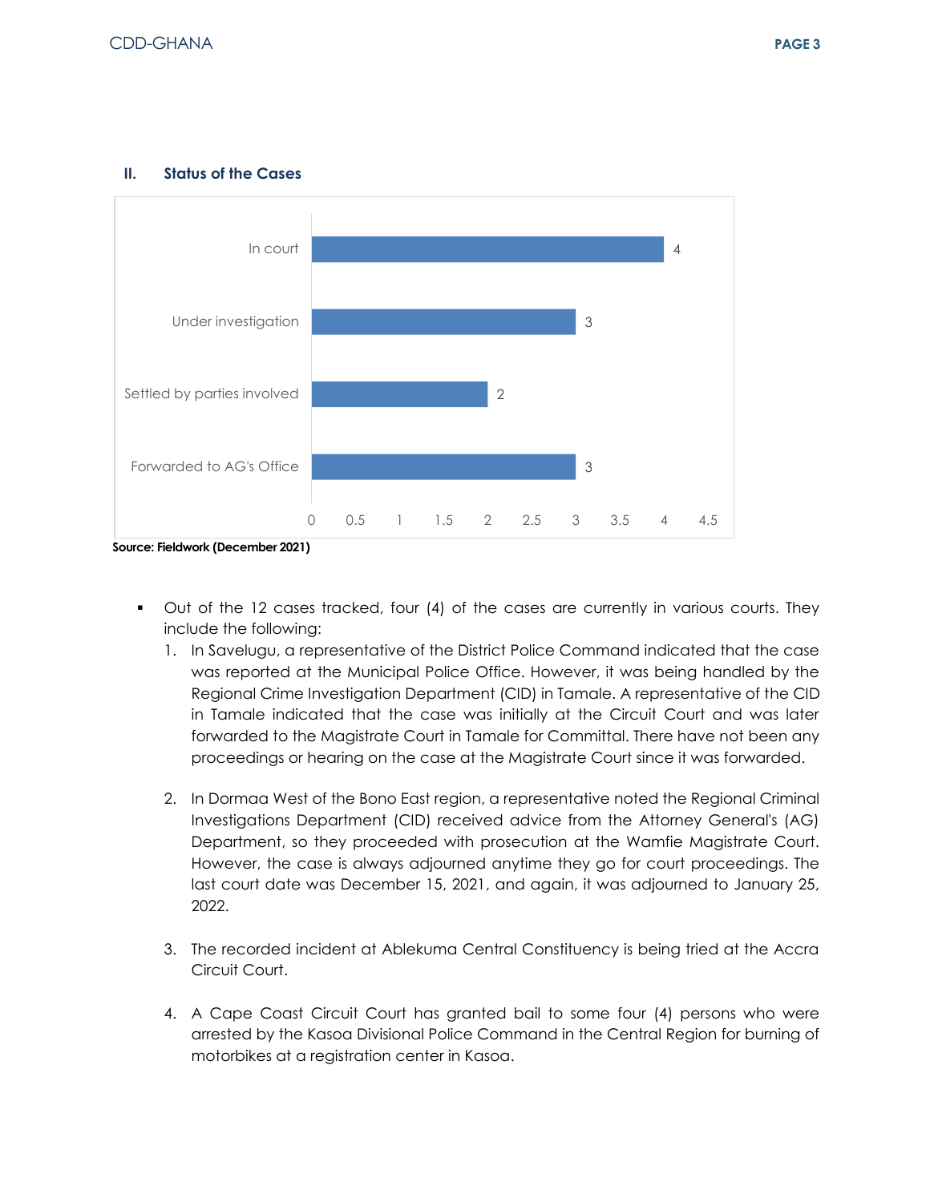## II. Status of the Cases

| Status | Number of cases |
|---|---|
| In court | 4 |
| Under investigation | 3 |
| Settled by parties involved | 2 |
| Forwarded to AG's Office | 3 |

**Source: Fieldwork (December 2021)**

- Out of the 12 cases tracked, four (4) of the cases are currently in various courts. They include the following:
    1. In Savelugu, a representative of the District Police Command indicated that the case was reported at the Municipal Police Office. However, it was being handled by the Regional Crime Investigation Department (CID) in Tamale. A representative of the CID in Tamale indicated that the case was initially at the Circuit Court and was later forwarded to the Magistrate Court in Tamale for Committal. There have not been any proceedings or hearing on the case at the Magistrate Court since it was forwarded.

    2. In Dormaa West of the Bono East region, a representative noted the Regional Criminal Investigations Department (CID) received advice from the Attorney General's (AG) Department, so they proceeded with prosecution at the Wamfie Magistrate Court. However, the case is always adjourned anytime they go for court proceedings. The last court date was December 15, 2021, and again, it was adjourned to January 25, 2022.

    3. The recorded incident at Ablekuma Central Constituency is being tried at the Accra Circuit Court.

    4. A Cape Coast Circuit Court has granted bail to some four (4) persons who were arrested by the Kasoa Divisional Police Command in the Central Region for burning of motorbikes at a registration center in Kasoa.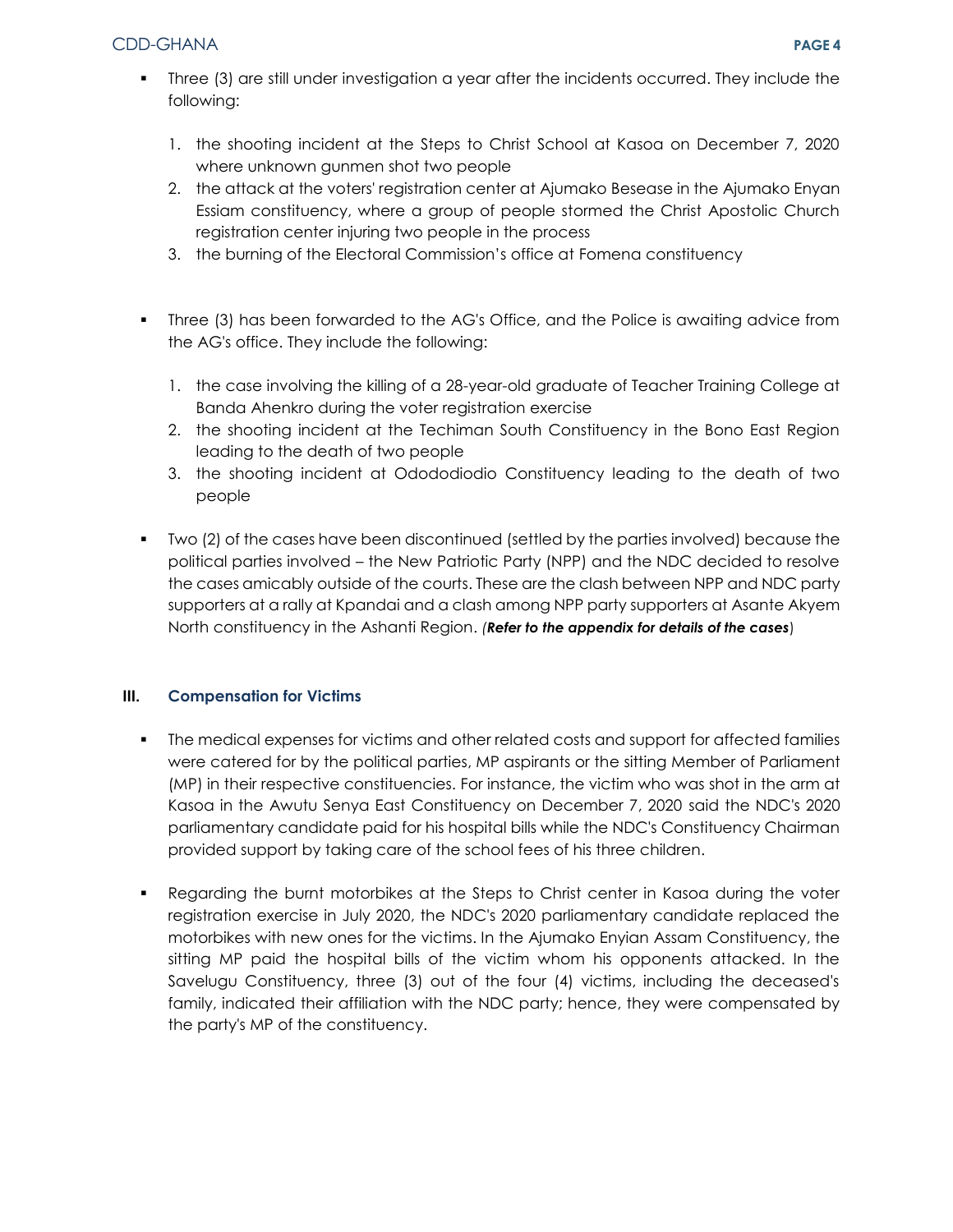- Three (3) are still under investigation a year after the incidents occurred. They include the following:

  1. the shooting incident at the Steps to Christ School at Kasoa on December 7, 2020 where unknown gunmen shot two people
  2. the attack at the voters' registration center at Ajumako Besease in the Ajumako Enyan Essiam constituency, where a group of people stormed the Christ Apostolic Church registration center injuring two people in the process
  3. the burning of the Electoral Commission's office at Fomena constituency

- Three (3) has been forwarded to the AG's Office, and the Police is awaiting advice from the AG's office. They include the following:

  1. the case involving the killing of a 28-year-old graduate of Teacher Training College at Banda Ahenkro during the voter registration exercise
  2. the shooting incident at the Techiman South Constituency in the Bono East Region leading to the death of two people
  3. the shooting incident at Odododiodio Constituency leading to the death of two people

- Two (2) of the cases have been discontinued (settled by the parties involved) because the political parties involved – the New Patriotic Party (NPP) and the NDC decided to resolve the cases amicably outside of the courts. These are the clash between NPP and NDC party supporters at a rally at Kpandai and a clash among NPP party supporters at Asante Akyem North constituency in the Ashanti Region. *(**Refer to the appendix for details of the cases**)*

## III. Compensation for Victims

- The medical expenses for victims and other related costs and support for affected families were catered for by the political parties, MP aspirants or the sitting Member of Parliament (MP) in their respective constituencies. For instance, the victim who was shot in the arm at Kasoa in the Awutu Senya East Constituency on December 7, 2020 said the NDC's 2020 parliamentary candidate paid for his hospital bills while the NDC's Constituency Chairman provided support by taking care of the school fees of his three children.

- Regarding the burnt motorbikes at the Steps to Christ center in Kasoa during the voter registration exercise in July 2020, the NDC's 2020 parliamentary candidate replaced the motorbikes with new ones for the victims. In the Ajumako Enyian Assam Constituency, the sitting MP paid the hospital bills of the victim whom his opponents attacked. In the Savelugu Constituency, three (3) out of the four (4) victims, including the deceased's family, indicated their affiliation with the NDC party; hence, they were compensated by the party's MP of the constituency.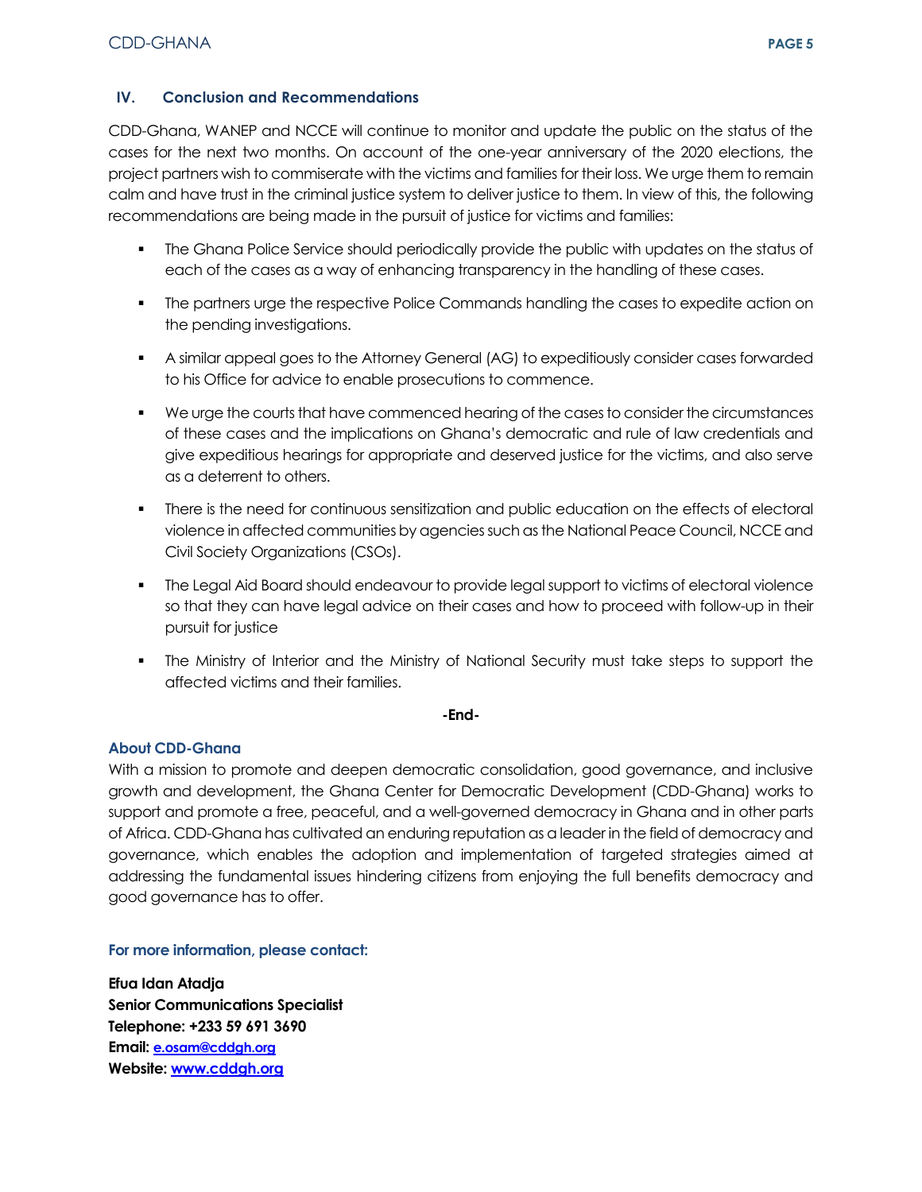## IV. Conclusion and Recommendations

CDD-Ghana, WANEP and NCCE will continue to monitor and update the public on the status of the cases for the next two months. On account of the one-year anniversary of the 2020 elections, the project partners wish to commiserate with the victims and families for their loss. We urge them to remain calm and have trust in the criminal justice system to deliver justice to them. In view of this, the following recommendations are being made in the pursuit of justice for victims and families:

- The Ghana Police Service should periodically provide the public with updates on the status of each of the cases as a way of enhancing transparency in the handling of these cases.
- The partners urge the respective Police Commands handling the cases to expedite action on the pending investigations.
- A similar appeal goes to the Attorney General (AG) to expeditiously consider cases forwarded to his Office for advice to enable prosecutions to commence.
- We urge the courts that have commenced hearing of the cases to consider the circumstances of these cases and the implications on Ghana's democratic and rule of law credentials and give expeditious hearings for appropriate and deserved justice for the victims, and also serve as a deterrent to others.
- There is the need for continuous sensitization and public education on the effects of electoral violence in affected communities by agencies such as the National Peace Council, NCCE and Civil Society Organizations (CSOs).
- The Legal Aid Board should endeavour to provide legal support to victims of electoral violence so that they can have legal advice on their cases and how to proceed with follow-up in their pursuit for justice
- The Ministry of Interior and the Ministry of National Security must take steps to support the affected victims and their families.

**-End-**

### About CDD-Ghana

With a mission to promote and deepen democratic consolidation, good governance, and inclusive growth and development, the Ghana Center for Democratic Development (CDD-Ghana) works to support and promote a free, peaceful, and a well-governed democracy in Ghana and in other parts of Africa. CDD-Ghana has cultivated an enduring reputation as a leader in the field of democracy and governance, which enables the adoption and implementation of targeted strategies aimed at addressing the fundamental issues hindering citizens from enjoying the full benefits democracy and good governance has to offer.

**For more information, please contact:**

**Efua Idan Atadja**
**Senior Communications Specialist**
**Telephone: +233 59 691 3690**
**Email: e.osam@cddgh.org**
**Website: www.cddgh.org**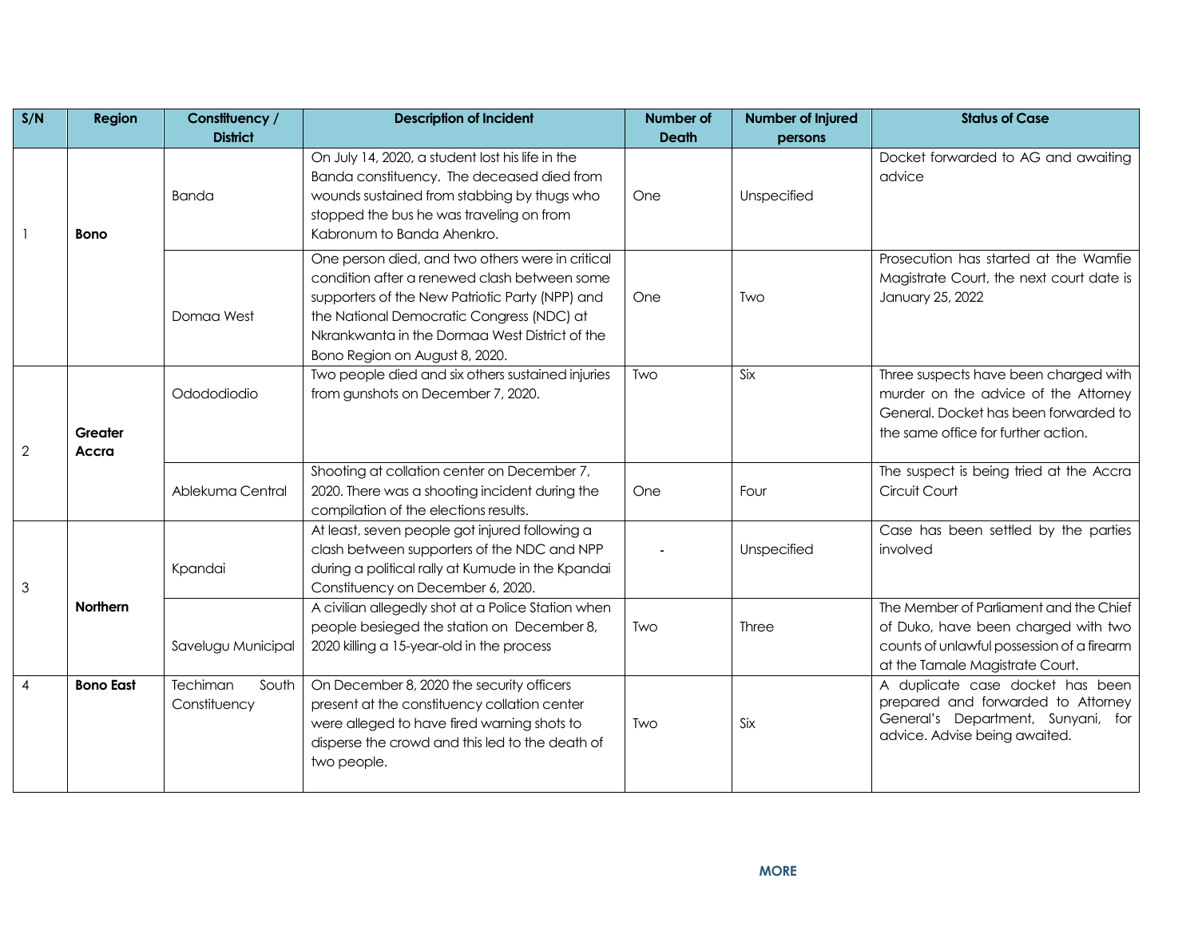| S/N | Region | Constituency / District | Description of Incident | Number of Death | Number of Injured persons | Status of Case |
|---|---|---|---|---|---|---|
| 1 | **Bono** | Banda | On July 14, 2020, a student lost his life in the Banda constituency. The deceased died from wounds sustained from stabbing by thugs who stopped the bus he was traveling on from Kabronum to Banda Ahenkro. | One | Unspecified | Docket forwarded to AG and awaiting advice |
| | | Domaa West | One person died, and two others were in critical condition after a renewed clash between some supporters of the New Patriotic Party (NPP) and the National Democratic Congress (NDC) at Nkrankwanta in the Dormaa West District of the Bono Region on August 8, 2020. | One | Two | Prosecution has started at the Wamfie Magistrate Court, the next court date is January 25, 2022 |
| 2 | **Greater Accra** | Odododiodio | Two people died and six others sustained injuries from gunshots on December 7, 2020. | Two | Six | Three suspects have been charged with murder on the advice of the Attorney General. Docket has been forwarded to the same office for further action. |
| | | Ablekuma Central | Shooting at collation center on December 7, 2020. There was a shooting incident during the compilation of the elections results. | One | Four | The suspect is being tried at the Accra Circuit Court |
| 3 | **Northern** | Kpandai | At least, seven people got injured following a clash between supporters of the NDC and NPP during a political rally at Kumude in the Kpandai Constituency on December 6, 2020. | - | Unspecified | Case has been settled by the parties involved |
| | | Savelugu Municipal | A civilian allegedly shot at a Police Station when people besieged the station on December 8, 2020 killing a 15-year-old in the process | Two | Three | The Member of Parliament and the Chief of Duko, have been charged with two counts of unlawful possession of a firearm at the Tamale Magistrate Court. |
| 4 | **Bono East** | Techiman South Constituency | On December 8, 2020 the security officers present at the constituency collation center were alleged to have fired warning shots to disperse the crowd and this led to the death of two people. | Two | Six | A duplicate case docket has been prepared and forwarded to Attorney General's Department, Sunyani, for advice. Advise being awaited. |

**MORE**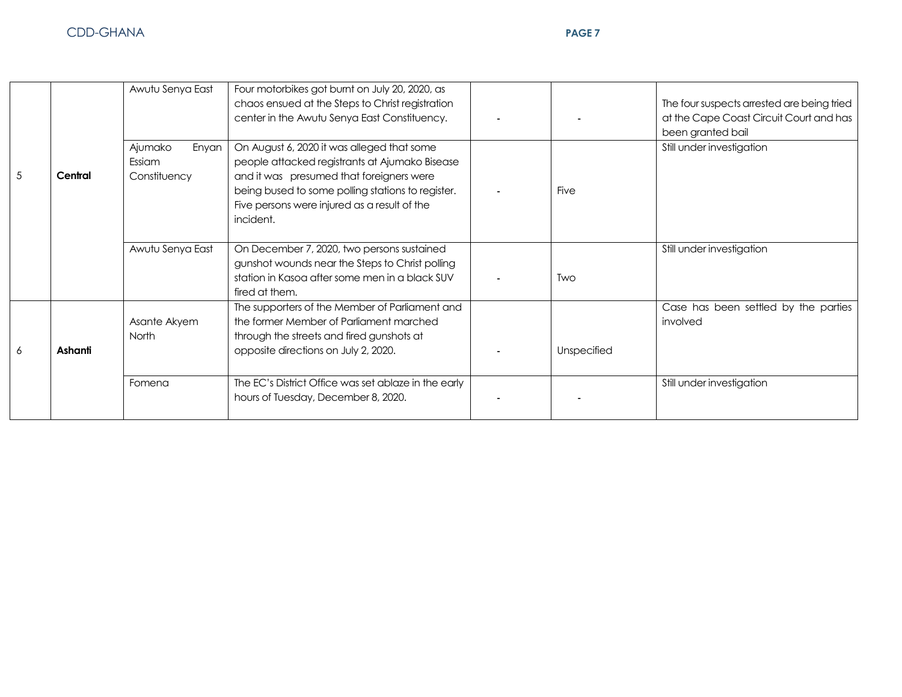| | | | | | | |
|---|---|---|---|---|---|---|
| 5 | **Central** | Awutu Senya East | Four motorbikes got burnt on July 20, 2020, as chaos ensued at the Steps to Christ registration center in the Awutu Senya East Constituency. | - | - | The four suspects arrested are being tried at the Cape Coast Circuit Court and has been granted bail |
| | | Ajumako Enyan Essiam Constituency | On August 6, 2020 it was alleged that some people attacked registrants at Ajumako Bisease and it was presumed that foreigners were being bused to some polling stations to register. Five persons were injured as a result of the incident. | - | Five | Still under investigation |
| | | Awutu Senya East | On December 7, 2020, two persons sustained gunshot wounds near the Steps to Christ polling station in Kasoa after some men in a black SUV fired at them. | - | Two | Still under investigation |
| 6 | **Ashanti** | Asante Akyem North | The supporters of the Member of Parliament and the former Member of Parliament marched through the streets and fired gunshots at opposite directions on July 2, 2020. | - | Unspecified | Case has been settled by the parties involved |
| | | Fomena | The EC's District Office was set ablaze in the early hours of Tuesday, December 8, 2020. | - | - | Still under investigation |